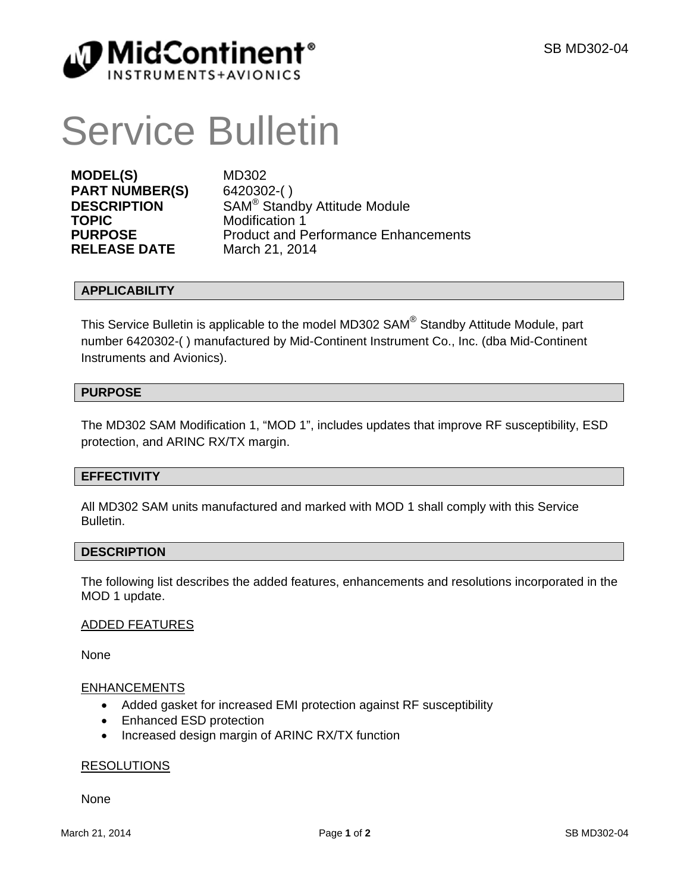# Service Bulletin

| | |
|---|---|
| **MODEL(S)** | MD302 |
| **PART NUMBER(S)** | 6420302-( ) |
| **DESCRIPTION** | SAM® Standby Attitude Module |
| **TOPIC** | Modification 1 |
| **PURPOSE** | Product and Performance Enhancements |
| **RELEASE DATE** | March 21, 2014 |

## APPLICABILITY

This Service Bulletin is applicable to the model MD302 SAM® Standby Attitude Module, part number 6420302-( ) manufactured by Mid-Continent Instrument Co., Inc. (dba Mid-Continent Instruments and Avionics).

## PURPOSE

The MD302 SAM Modification 1, "MOD 1", includes updates that improve RF susceptibility, ESD protection, and ARINC RX/TX margin.

## EFFECTIVITY

All MD302 SAM units manufactured and marked with MOD 1 shall comply with this Service Bulletin.

## DESCRIPTION

The following list describes the added features, enhancements and resolutions incorporated in the MOD 1 update.

ADDED FEATURES

None

ENHANCEMENTS

- Added gasket for increased EMI protection against RF susceptibility
- Enhanced ESD protection
- Increased design margin of ARINC RX/TX function

RESOLUTIONS

None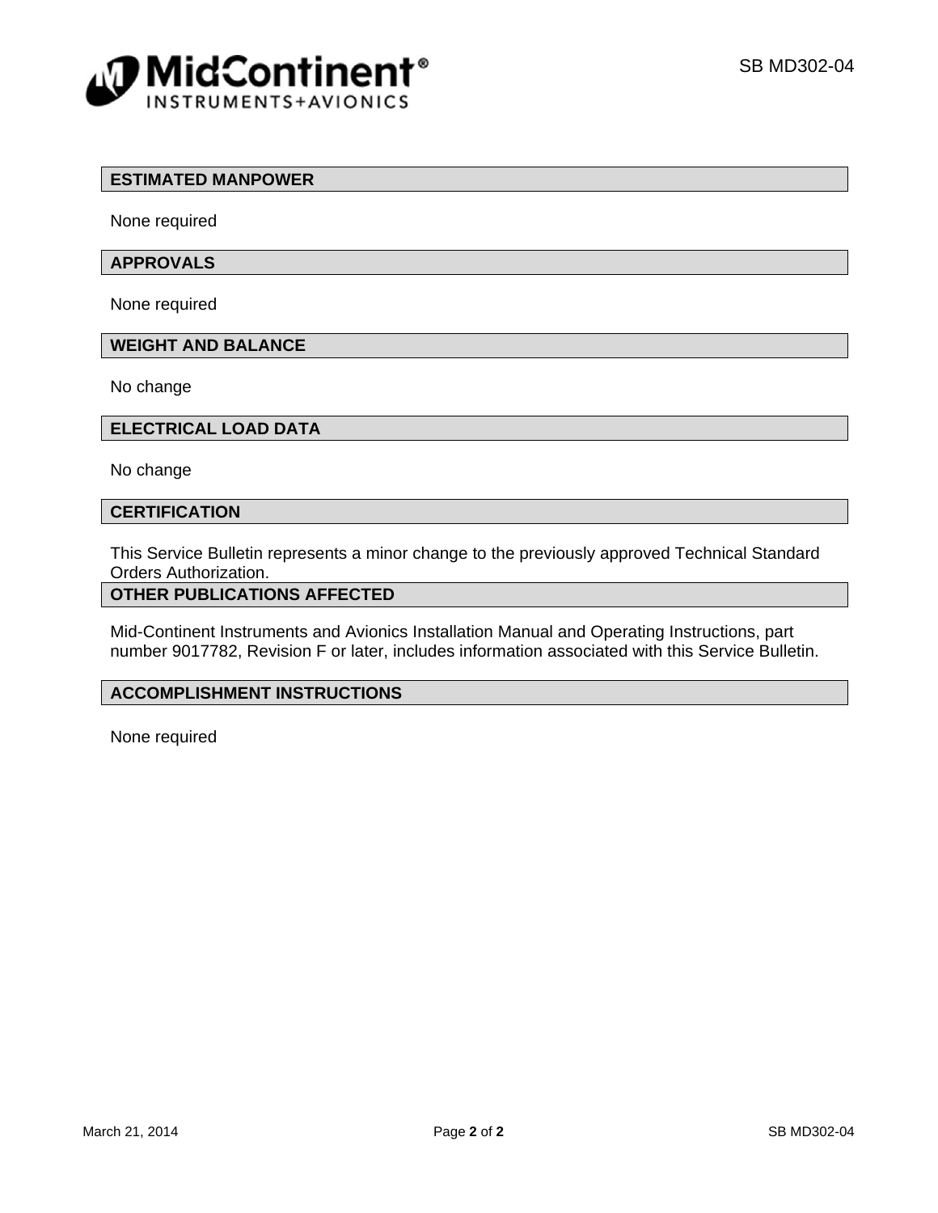## ESTIMATED MANPOWER

None required

## APPROVALS

None required

## WEIGHT AND BALANCE

No change

## ELECTRICAL LOAD DATA

No change

## CERTIFICATION

This Service Bulletin represents a minor change to the previously approved Technical Standard Orders Authorization.

## OTHER PUBLICATIONS AFFECTED

Mid-Continent Instruments and Avionics Installation Manual and Operating Instructions, part number 9017782, Revision F or later, includes information associated with this Service Bulletin.

## ACCOMPLISHMENT INSTRUCTIONS

None required